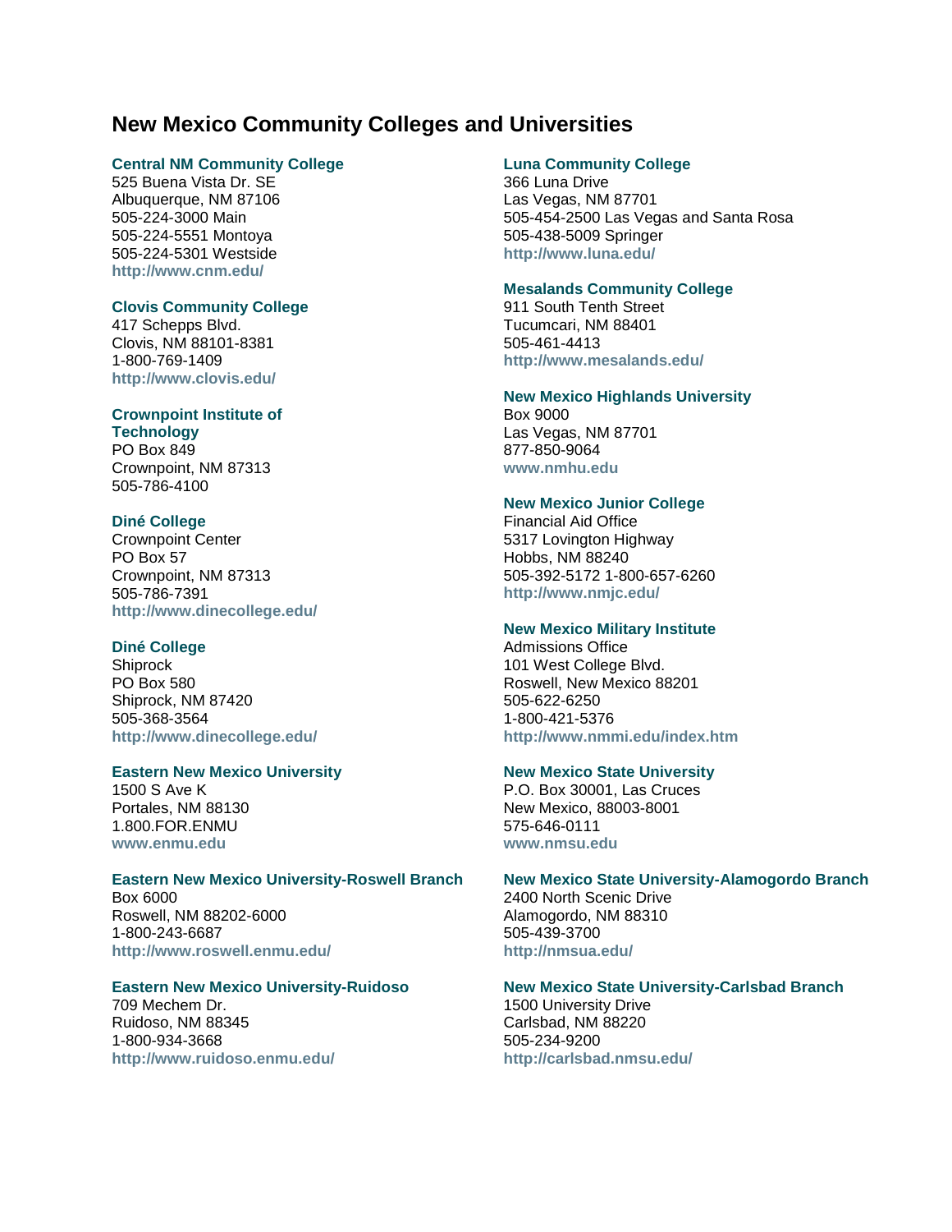# New Mexico Community Colleges and Universities

**Central NM Community College**
525 Buena Vista Dr. SE
Albuquerque, NM 87106
505-224-3000 Main
505-224-5551 Montoya
505-224-5301 Westside
http://www.cnm.edu/

**Clovis Community College**
417 Schepps Blvd.
Clovis, NM 88101-8381
1-800-769-1409
http://www.clovis.edu/

**Crownpoint Institute of Technology**
PO Box 849
Crownpoint, NM 87313
505-786-4100

**Diné College**
Crownpoint Center
PO Box 57
Crownpoint, NM 87313
505-786-7391
http://www.dinecollege.edu/

**Diné College**
Shiprock
PO Box 580
Shiprock, NM 87420
505-368-3564
http://www.dinecollege.edu/

**Eastern New Mexico University**
1500 S Ave K
Portales, NM 88130
1.800.FOR.ENMU
www.enmu.edu

**Eastern New Mexico University-Roswell Branch**
Box 6000
Roswell, NM 88202-6000
1-800-243-6687
http://www.roswell.enmu.edu/

**Eastern New Mexico University-Ruidoso**
709 Mechem Dr.
Ruidoso, NM 88345
1-800-934-3668
http://www.ruidoso.enmu.edu/

**Luna Community College**
366 Luna Drive
Las Vegas, NM 87701
505-454-2500 Las Vegas and Santa Rosa
505-438-5009 Springer
http://www.luna.edu/

**Mesalands Community College**
911 South Tenth Street
Tucumcari, NM 88401
505-461-4413
http://www.mesalands.edu/

**New Mexico Highlands University**
Box 9000
Las Vegas, NM 87701
877-850-9064
www.nmhu.edu

**New Mexico Junior College**
Financial Aid Office
5317 Lovington Highway
Hobbs, NM 88240
505-392-5172 1-800-657-6260
http://www.nmjc.edu/

**New Mexico Military Institute**
Admissions Office
101 West College Blvd.
Roswell, New Mexico 88201
505-622-6250
1-800-421-5376
http://www.nmmi.edu/index.htm

**New Mexico State University**
P.O. Box 30001, Las Cruces
New Mexico, 88003-8001
575-646-0111
www.nmsu.edu

**New Mexico State University-Alamogordo Branch**
2400 North Scenic Drive
Alamogordo, NM 88310
505-439-3700
http://nmsua.edu/

**New Mexico State University-Carlsbad Branch**
1500 University Drive
Carlsbad, NM 88220
505-234-9200
http://carlsbad.nmsu.edu/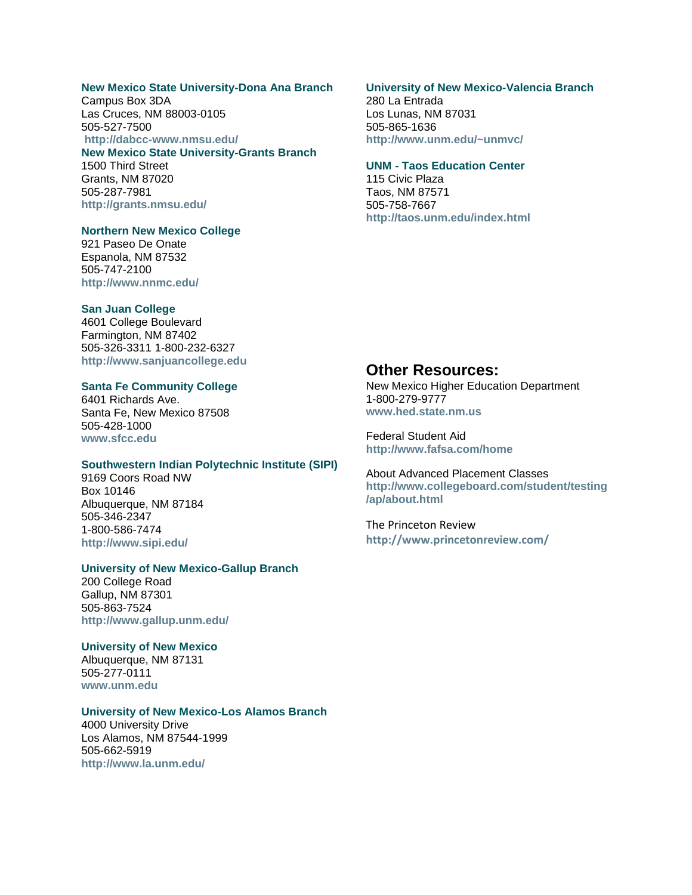**New Mexico State University-Dona Ana Branch**
Campus Box 3DA
Las Cruces, NM 88003-0105
505-527-7500
http://dabcc-www.nmsu.edu/

**New Mexico State University-Grants Branch**
1500 Third Street
Grants, NM 87020
505-287-7981
http://grants.nmsu.edu/

**Northern New Mexico College**
921 Paseo De Onate
Espanola, NM 87532
505-747-2100
http://www.nnmc.edu/

**San Juan College**
4601 College Boulevard
Farmington, NM 87402
505-326-3311 1-800-232-6327
http://www.sanjuancollege.edu

**Santa Fe Community College**
6401 Richards Ave.
Santa Fe, New Mexico 87508
505-428-1000
www.sfcc.edu

**Southwestern Indian Polytechnic Institute (SIPI)**
9169 Coors Road NW
Box 10146
Albuquerque, NM 87184
505-346-2347
1-800-586-7474
http://www.sipi.edu/

**University of New Mexico-Gallup Branch**
200 College Road
Gallup, NM 87301
505-863-7524
http://www.gallup.unm.edu/

**University of New Mexico**
Albuquerque, NM 87131
505-277-0111
www.unm.edu

**University of New Mexico-Los Alamos Branch**
4000 University Drive
Los Alamos, NM 87544-1999
505-662-5919
http://www.la.unm.edu/

**University of New Mexico-Valencia Branch**
280 La Entrada
Los Lunas, NM 87031
505-865-1636
http://www.unm.edu/~unmvc/

**UNM - Taos Education Center**
115 Civic Plaza
Taos, NM 87571
505-758-7667
http://taos.unm.edu/index.html

## Other Resources:

New Mexico Higher Education Department
1-800-279-9777
www.hed.state.nm.us

Federal Student Aid
http://www.fafsa.com/home

About Advanced Placement Classes
http://www.collegeboard.com/student/testing/ap/about.html

The Princeton Review
http://www.princetonreview.com/